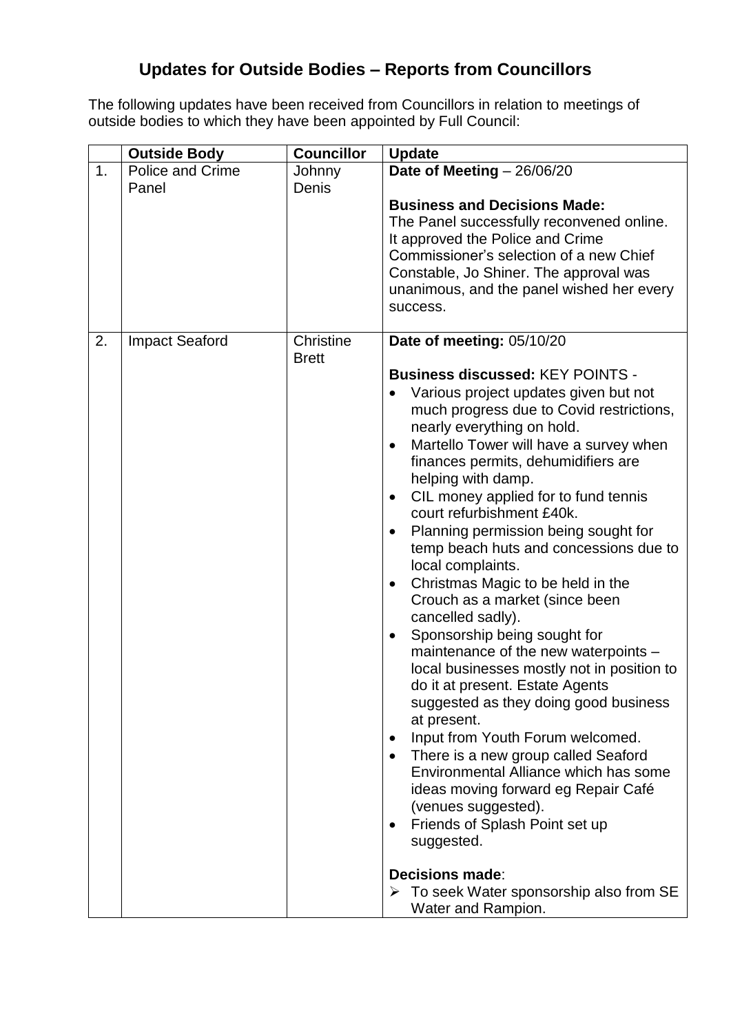# Updates for Outside Bodies – Reports from Councillors

The following updates have been received from Councillors in relation to meetings of outside bodies to which they have been appointed by Full Council:

| | Outside Body | Councillor | Update |
|---|---|---|---|
| 1. | Police and Crime Panel | Johnny Denis | **Date of Meeting** – 26/06/20<br><br>**Business and Decisions Made:**<br>The Panel successfully reconvened online. It approved the Police and Crime Commissioner's selection of a new Chief Constable, Jo Shiner. The approval was unanimous, and the panel wished her every success. |
| 2. | Impact Seaford | Christine Brett | **Date of meeting:** 05/10/20<br><br>**Business discussed:** KEY POINTS -<br>• Various project updates given but not much progress due to Covid restrictions, nearly everything on hold.<br>• Martello Tower will have a survey when finances permits, dehumidifiers are helping with damp.<br>• CIL money applied for to fund tennis court refurbishment £40k.<br>• Planning permission being sought for temp beach huts and concessions due to local complaints.<br>• Christmas Magic to be held in the Crouch as a market (since been cancelled sadly).<br>• Sponsorship being sought for maintenance of the new waterpoints – local businesses mostly not in position to do it at present. Estate Agents suggested as they doing good business at present.<br>• Input from Youth Forum welcomed.<br>• There is a new group called Seaford Environmental Alliance which has some ideas moving forward eg Repair Café (venues suggested).<br>• Friends of Splash Point set up suggested.<br><br>**Decisions made**:<br>➢ To seek Water sponsorship also from SE Water and Rampion. |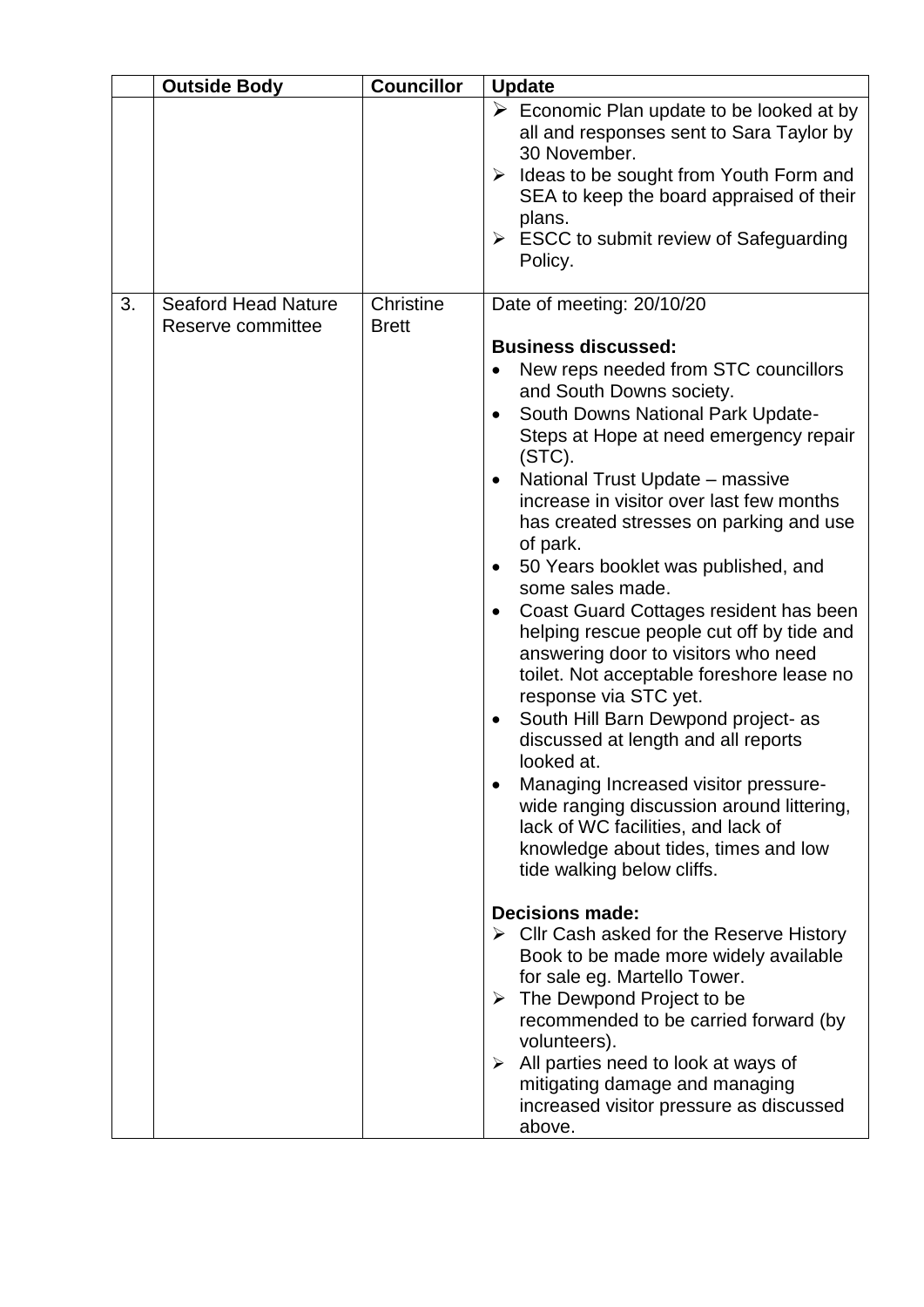| | Outside Body | Councillor | Update |
|---|---|---|---|
| | | | ➢ Economic Plan update to be looked at by all and responses sent to Sara Taylor by 30 November.<br>➢ Ideas to be sought from Youth Form and SEA to keep the board appraised of their plans.<br>➢ ESCC to submit review of Safeguarding Policy. |
| 3. | Seaford Head Nature Reserve committee | Christine Brett | Date of meeting: 20/10/20<br><br>**Business discussed:**<br>• New reps needed from STC councillors and South Downs society.<br>• South Downs National Park Update- Steps at Hope at need emergency repair (STC).<br>• National Trust Update – massive increase in visitor over last few months has created stresses on parking and use of park.<br>• 50 Years booklet was published, and some sales made.<br>• Coast Guard Cottages resident has been helping rescue people cut off by tide and answering door to visitors who need toilet. Not acceptable foreshore lease no response via STC yet.<br>• South Hill Barn Dewpond project- as discussed at length and all reports looked at.<br>• Managing Increased visitor pressure- wide ranging discussion around littering, lack of WC facilities, and lack of knowledge about tides, times and low tide walking below cliffs.<br><br>**Decisions made:**<br>➢ Cllr Cash asked for the Reserve History Book to be made more widely available for sale eg. Martello Tower.<br>➢ The Dewpond Project to be recommended to be carried forward (by volunteers).<br>➢ All parties need to look at ways of mitigating damage and managing increased visitor pressure as discussed above. |